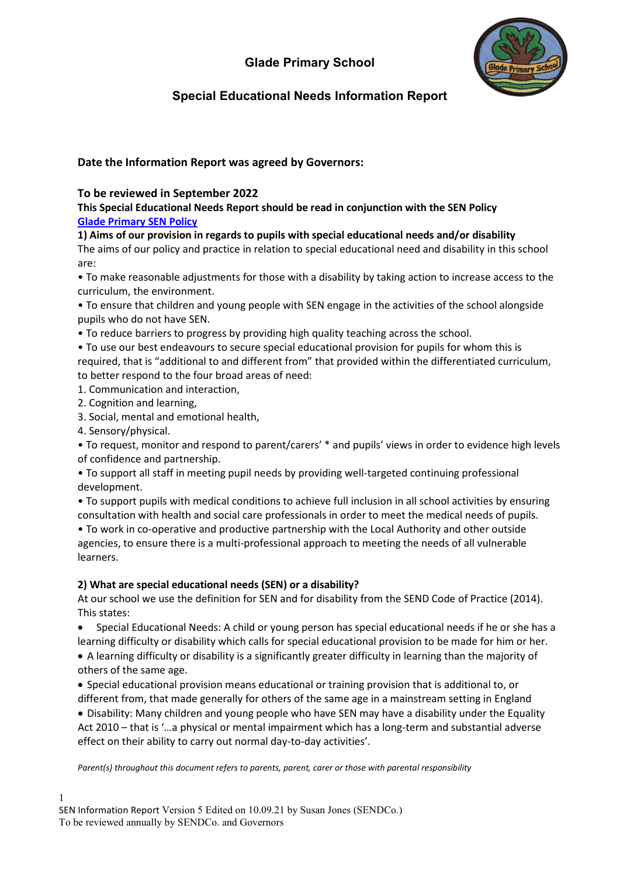# Glade Primary School

## Special Educational Needs Information Report

**Date the Information Report was agreed by Governors:**

**To be reviewed in September 2022**

**This Special Educational Needs Report should be read in conjunction with the SEN Policy**
**[Glade Primary SEN Policy]()**

**1) Aims of our provision in regards to pupils with special educational needs and/or disability**

The aims of our policy and practice in relation to special educational need and disability in this school are:

- To make reasonable adjustments for those with a disability by taking action to increase access to the curriculum, the environment.
- To ensure that children and young people with SEN engage in the activities of the school alongside pupils who do not have SEN.
- To reduce barriers to progress by providing high quality teaching across the school.
- To use our best endeavours to secure special educational provision for pupils for whom this is required, that is "additional to and different from" that provided within the differentiated curriculum, to better respond to the four broad areas of need:
  1. Communication and interaction,
  2. Cognition and learning,
  3. Social, mental and emotional health,
  4. Sensory/physical.
- To request, monitor and respond to parent/carers' * and pupils' views in order to evidence high levels of confidence and partnership.
- To support all staff in meeting pupil needs by providing well-targeted continuing professional development.
- To support pupils with medical conditions to achieve full inclusion in all school activities by ensuring consultation with health and social care professionals in order to meet the medical needs of pupils.
- To work in co-operative and productive partnership with the Local Authority and other outside agencies, to ensure there is a multi-professional approach to meeting the needs of all vulnerable learners.

**2) What are special educational needs (SEN) or a disability?**

At our school we use the definition for SEN and for disability from the SEND Code of Practice (2014). This states:

- Special Educational Needs: A child or young person has special educational needs if he or she has a learning difficulty or disability which calls for special educational provision to be made for him or her.
- A learning difficulty or disability is a significantly greater difficulty in learning than the majority of others of the same age.
- Special educational provision means educational or training provision that is additional to, or different from, that made generally for others of the same age in a mainstream setting in England
- Disability: Many children and young people who have SEN may have a disability under the Equality Act 2010 – that is '…a physical or mental impairment which has a long-term and substantial adverse effect on their ability to carry out normal day-to-day activities'.

*Parent(s) throughout this document refers to parents, parent, carer or those with parental responsibility*

SEN Information Report Version 5 Edited on 10.09.21 by Susan Jones (SENDCo.)
To be reviewed annually by SENDCo. and Governors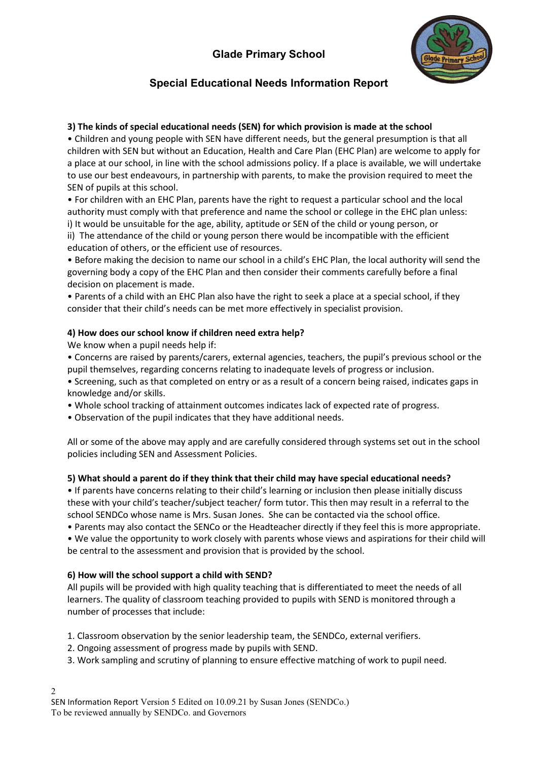# Glade Primary School

## Special Educational Needs Information Report

**3) The kinds of special educational needs (SEN) for which provision is made at the school**

• Children and young people with SEN have different needs, but the general presumption is that all children with SEN but without an Education, Health and Care Plan (EHC Plan) are welcome to apply for a place at our school, in line with the school admissions policy. If a place is available, we will undertake to use our best endeavours, in partnership with parents, to make the provision required to meet the SEN of pupils at this school.

• For children with an EHC Plan, parents have the right to request a particular school and the local authority must comply with that preference and name the school or college in the EHC plan unless:
i) It would be unsuitable for the age, ability, aptitude or SEN of the child or young person, or
ii) The attendance of the child or young person there would be incompatible with the efficient education of others, or the efficient use of resources.

• Before making the decision to name our school in a child's EHC Plan, the local authority will send the governing body a copy of the EHC Plan and then consider their comments carefully before a final decision on placement is made.

• Parents of a child with an EHC Plan also have the right to seek a place at a special school, if they consider that their child's needs can be met more effectively in specialist provision.

**4) How does our school know if children need extra help?**

We know when a pupil needs help if:

• Concerns are raised by parents/carers, external agencies, teachers, the pupil's previous school or the pupil themselves, regarding concerns relating to inadequate levels of progress or inclusion.
• Screening, such as that completed on entry or as a result of a concern being raised, indicates gaps in knowledge and/or skills.
• Whole school tracking of attainment outcomes indicates lack of expected rate of progress.
• Observation of the pupil indicates that they have additional needs.

All or some of the above may apply and are carefully considered through systems set out in the school policies including SEN and Assessment Policies.

**5) What should a parent do if they think that their child may have special educational needs?**

• If parents have concerns relating to their child's learning or inclusion then please initially discuss these with your child's teacher/subject teacher/ form tutor. This then may result in a referral to the school SENDCo whose name is Mrs. Susan Jones. She can be contacted via the school office.
• Parents may also contact the SENCo or the Headteacher directly if they feel this is more appropriate.
• We value the opportunity to work closely with parents whose views and aspirations for their child will be central to the assessment and provision that is provided by the school.

**6) How will the school support a child with SEND?**

All pupils will be provided with high quality teaching that is differentiated to meet the needs of all learners. The quality of classroom teaching provided to pupils with SEND is monitored through a number of processes that include:

1. Classroom observation by the senior leadership team, the SENDCo, external verifiers.
2. Ongoing assessment of progress made by pupils with SEND.
3. Work sampling and scrutiny of planning to ensure effective matching of work to pupil need.

SEN Information Report Version 5 Edited on 10.09.21 by Susan Jones (SENDCo.)
To be reviewed annually by SENDCo. and Governors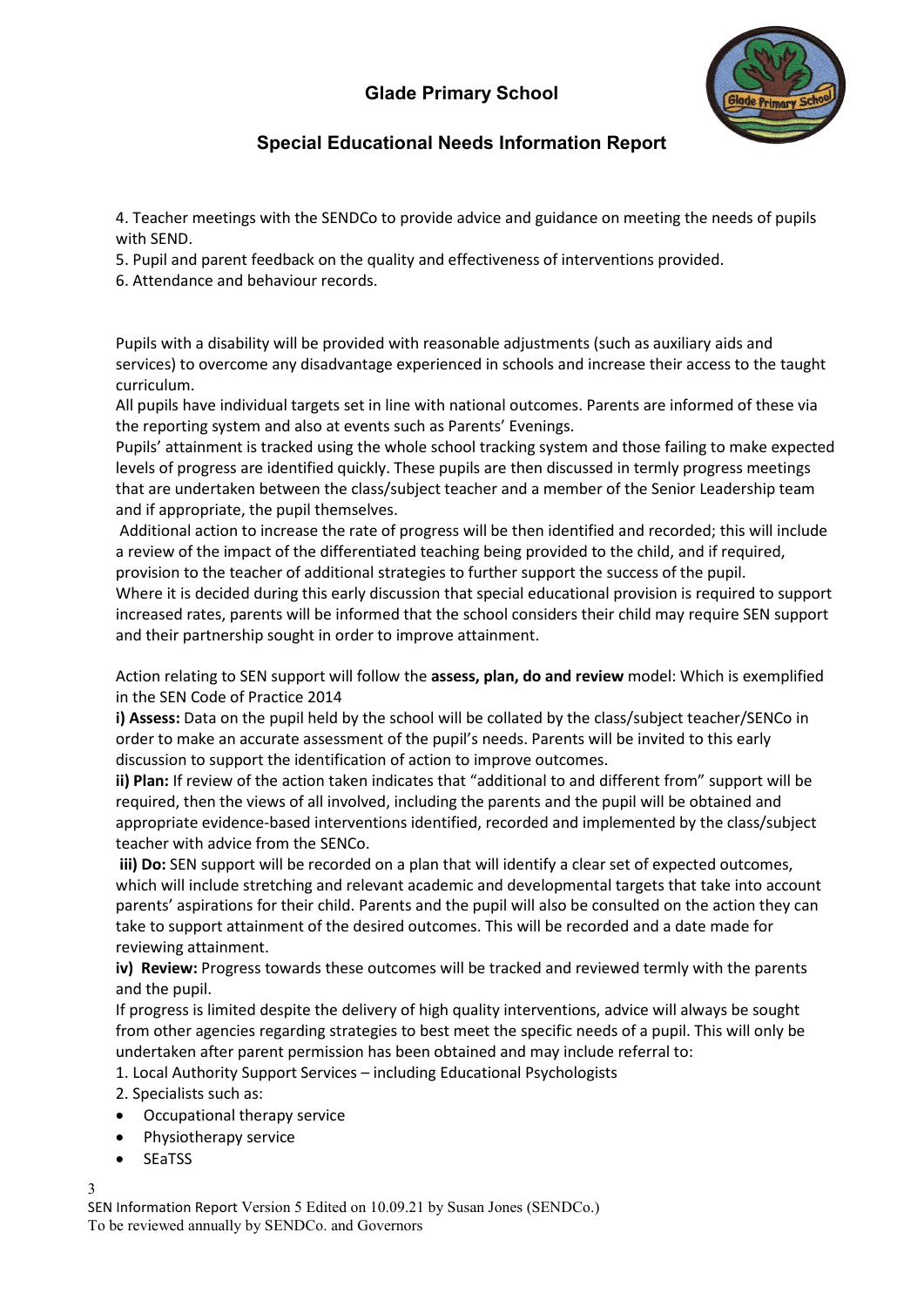4. Teacher meetings with the SENDCo to provide advice and guidance on meeting the needs of pupils with SEND.
5. Pupil and parent feedback on the quality and effectiveness of interventions provided.
6. Attendance and behaviour records.

Pupils with a disability will be provided with reasonable adjustments (such as auxiliary aids and services) to overcome any disadvantage experienced in schools and increase their access to the taught curriculum.
All pupils have individual targets set in line with national outcomes. Parents are informed of these via the reporting system and also at events such as Parents' Evenings.
Pupils' attainment is tracked using the whole school tracking system and those failing to make expected levels of progress are identified quickly. These pupils are then discussed in termly progress meetings that are undertaken between the class/subject teacher and a member of the Senior Leadership team and if appropriate, the pupil themselves.
Additional action to increase the rate of progress will be then identified and recorded; this will include a review of the impact of the differentiated teaching being provided to the child, and if required, provision to the teacher of additional strategies to further support the success of the pupil.
Where it is decided during this early discussion that special educational provision is required to support increased rates, parents will be informed that the school considers their child may require SEN support and their partnership sought in order to improve attainment.

Action relating to SEN support will follow the **assess, plan, do and review** model: Which is exemplified in the SEN Code of Practice 2014

**i) Assess:** Data on the pupil held by the school will be collated by the class/subject teacher/SENCo in order to make an accurate assessment of the pupil's needs. Parents will be invited to this early discussion to support the identification of action to improve outcomes.

**ii) Plan:** If review of the action taken indicates that "additional to and different from" support will be required, then the views of all involved, including the parents and the pupil will be obtained and appropriate evidence-based interventions identified, recorded and implemented by the class/subject teacher with advice from the SENCo.

**iii) Do:** SEN support will be recorded on a plan that will identify a clear set of expected outcomes, which will include stretching and relevant academic and developmental targets that take into account parents' aspirations for their child. Parents and the pupil will also be consulted on the action they can take to support attainment of the desired outcomes. This will be recorded and a date made for reviewing attainment.

**iv) Review:** Progress towards these outcomes will be tracked and reviewed termly with the parents and the pupil.

If progress is limited despite the delivery of high quality interventions, advice will always be sought from other agencies regarding strategies to best meet the specific needs of a pupil. This will only be undertaken after parent permission has been obtained and may include referral to:

1. Local Authority Support Services – including Educational Psychologists
2. Specialists such as:
   - Occupational therapy service
   - Physiotherapy service
   - SEaTSS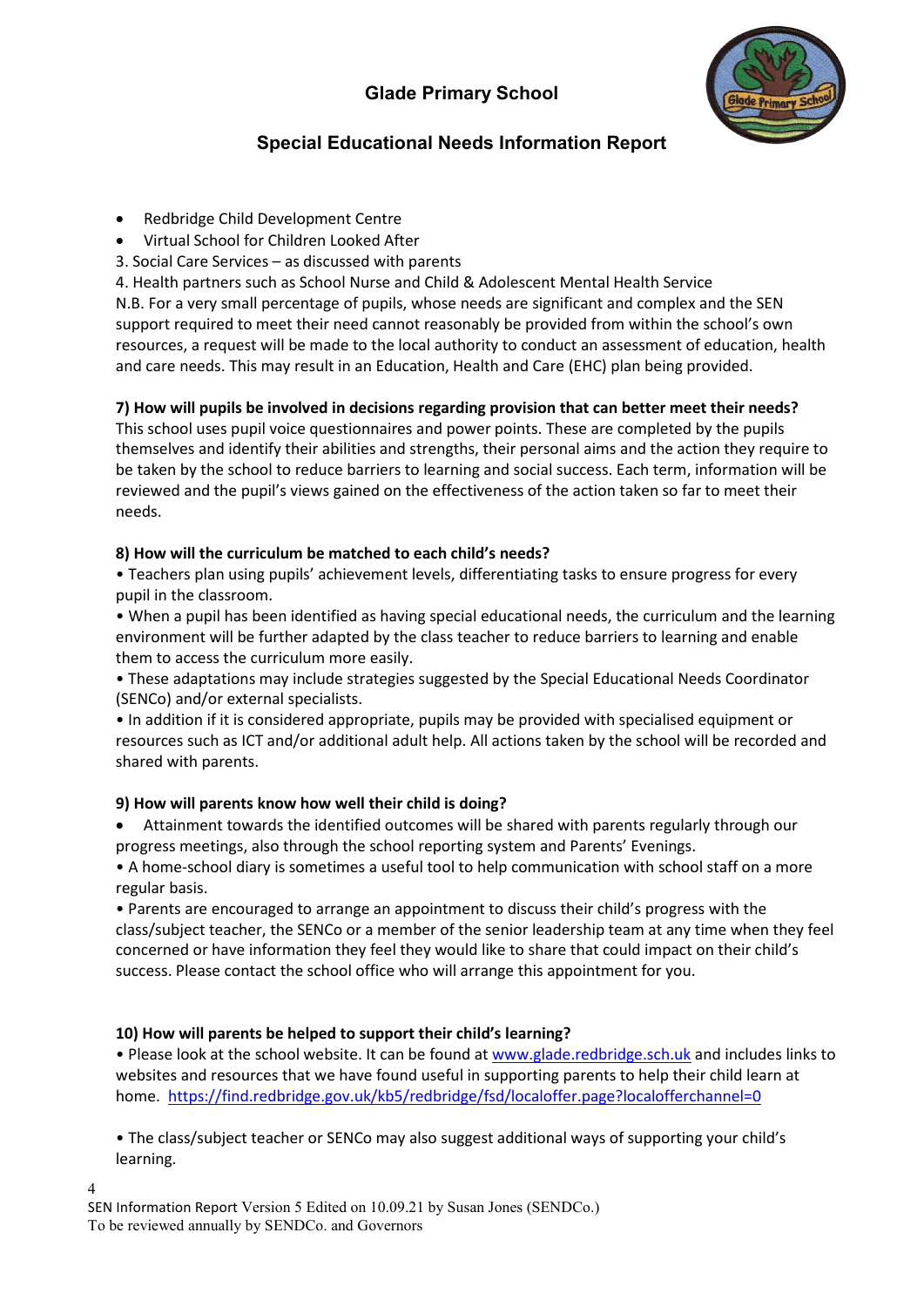- Redbridge Child Development Centre
- Virtual School for Children Looked After

3. Social Care Services – as discussed with parents
4. Health partners such as School Nurse and Child & Adolescent Mental Health Service

N.B. For a very small percentage of pupils, whose needs are significant and complex and the SEN support required to meet their need cannot reasonably be provided from within the school's own resources, a request will be made to the local authority to conduct an assessment of education, health and care needs. This may result in an Education, Health and Care (EHC) plan being provided.

**7) How will pupils be involved in decisions regarding provision that can better meet their needs?**

This school uses pupil voice questionnaires and power points. These are completed by the pupils themselves and identify their abilities and strengths, their personal aims and the action they require to be taken by the school to reduce barriers to learning and social success. Each term, information will be reviewed and the pupil's views gained on the effectiveness of the action taken so far to meet their needs.

**8) How will the curriculum be matched to each child's needs?**

- Teachers plan using pupils' achievement levels, differentiating tasks to ensure progress for every pupil in the classroom.
- When a pupil has been identified as having special educational needs, the curriculum and the learning environment will be further adapted by the class teacher to reduce barriers to learning and enable them to access the curriculum more easily.
- These adaptations may include strategies suggested by the Special Educational Needs Coordinator (SENCo) and/or external specialists.
- In addition if it is considered appropriate, pupils may be provided with specialised equipment or resources such as ICT and/or additional adult help. All actions taken by the school will be recorded and shared with parents.

**9) How will parents know how well their child is doing?**

- Attainment towards the identified outcomes will be shared with parents regularly through our progress meetings, also through the school reporting system and Parents' Evenings.
- A home-school diary is sometimes a useful tool to help communication with school staff on a more regular basis.
- Parents are encouraged to arrange an appointment to discuss their child's progress with the class/subject teacher, the SENCo or a member of the senior leadership team at any time when they feel concerned or have information they feel they would like to share that could impact on their child's success. Please contact the school office who will arrange this appointment for you.

**10) How will parents be helped to support their child's learning?**

- Please look at the school website. It can be found at [www.glade.redbridge.sch.uk](http://www.glade.redbridge.sch.uk) and includes links to websites and resources that we have found useful in supporting parents to help their child learn at home. https://find.redbridge.gov.uk/kb5/redbridge/fsd/localoffer.page?localofferchannel=0

- The class/subject teacher or SENCo may also suggest additional ways of supporting your child's learning.

SEN Information Report Version 5 Edited on 10.09.21 by Susan Jones (SENDCo.)
To be reviewed annually by SENDCo. and Governors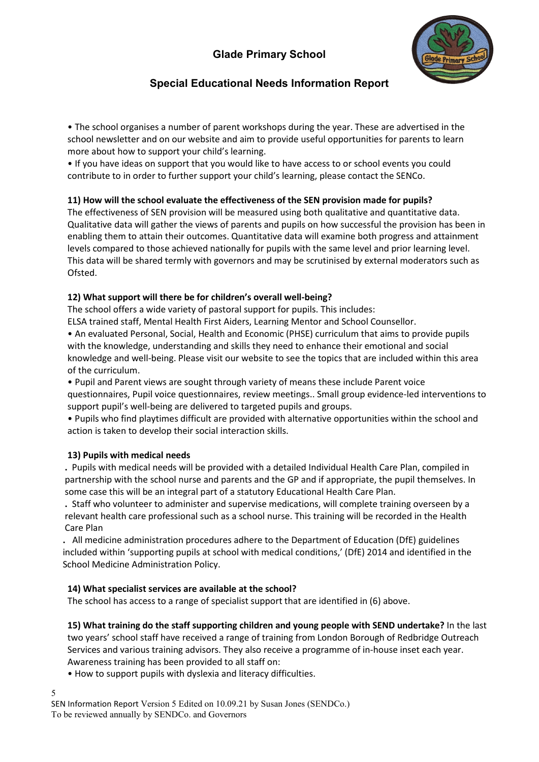- The school organises a number of parent workshops during the year. These are advertised in the school newsletter and on our website and aim to provide useful opportunities for parents to learn more about how to support your child's learning.
- If you have ideas on support that you would like to have access to or school events you could contribute to in order to further support your child's learning, please contact the SENCo.

**11) How will the school evaluate the effectiveness of the SEN provision made for pupils?**

The effectiveness of SEN provision will be measured using both qualitative and quantitative data. Qualitative data will gather the views of parents and pupils on how successful the provision has been in enabling them to attain their outcomes. Quantitative data will examine both progress and attainment levels compared to those achieved nationally for pupils with the same level and prior learning level. This data will be shared termly with governors and may be scrutinised by external moderators such as Ofsted.

**12) What support will there be for children's overall well-being?**

The school offers a wide variety of pastoral support for pupils. This includes:
ELSA trained staff, Mental Health First Aiders, Learning Mentor and School Counsellor.

- An evaluated Personal, Social, Health and Economic (PHSE) curriculum that aims to provide pupils with the knowledge, understanding and skills they need to enhance their emotional and social knowledge and well-being. Please visit our website to see the topics that are included within this area of the curriculum.
- Pupil and Parent views are sought through variety of means these include Parent voice questionnaires, Pupil voice questionnaires, review meetings.. Small group evidence-led interventions to support pupil's well-being are delivered to targeted pupils and groups.
- Pupils who find playtimes difficult are provided with alternative opportunities within the school and action is taken to develop their social interaction skills.

**13) Pupils with medical needs**

- Pupils with medical needs will be provided with a detailed Individual Health Care Plan, compiled in partnership with the school nurse and parents and the GP and if appropriate, the pupil themselves. In some case this will be an integral part of a statutory Educational Health Care Plan.
- Staff who volunteer to administer and supervise medications, will complete training overseen by a relevant health care professional such as a school nurse. This training will be recorded in the Health Care Plan
- All medicine administration procedures adhere to the Department of Education (DfE) guidelines included within 'supporting pupils at school with medical conditions,' (DfE) 2014 and identified in the School Medicine Administration Policy.

**14) What specialist services are available at the school?**

The school has access to a range of specialist support that are identified in (6) above.

**15) What training do the staff supporting children and young people with SEND undertake?** In the last two years' school staff have received a range of training from London Borough of Redbridge Outreach Services and various training advisors. They also receive a programme of in-house inset each year. Awareness training has been provided to all staff on:

- How to support pupils with dyslexia and literacy difficulties.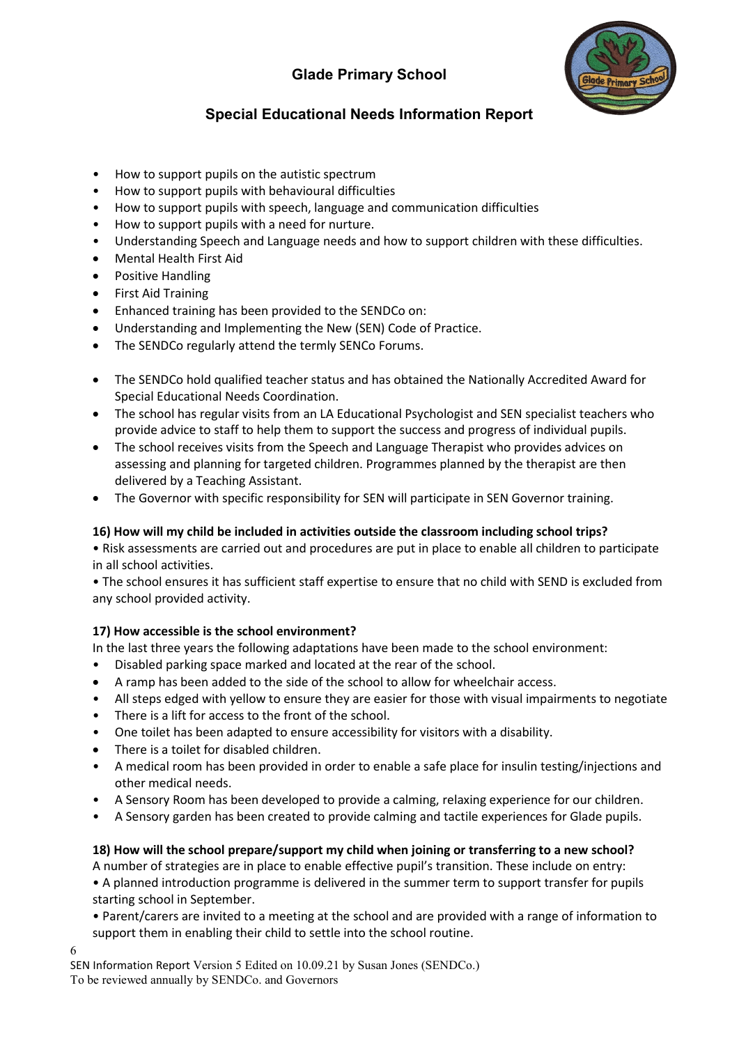- How to support pupils on the autistic spectrum
- How to support pupils with behavioural difficulties
- How to support pupils with speech, language and communication difficulties
- How to support pupils with a need for nurture.
- Understanding Speech and Language needs and how to support children with these difficulties.
- Mental Health First Aid
- Positive Handling
- First Aid Training
- Enhanced training has been provided to the SENDCo on:
- Understanding and Implementing the New (SEN) Code of Practice.
- The SENDCo regularly attend the termly SENCo Forums.

- The SENDCo hold qualified teacher status and has obtained the Nationally Accredited Award for Special Educational Needs Coordination.
- The school has regular visits from an LA Educational Psychologist and SEN specialist teachers who provide advice to staff to help them to support the success and progress of individual pupils.
- The school receives visits from the Speech and Language Therapist who provides advices on assessing and planning for targeted children. Programmes planned by the therapist are then delivered by a Teaching Assistant.
- The Governor with specific responsibility for SEN will participate in SEN Governor training.

**16) How will my child be included in activities outside the classroom including school trips?**

- Risk assessments are carried out and procedures are put in place to enable all children to participate in all school activities.
- The school ensures it has sufficient staff expertise to ensure that no child with SEND is excluded from any school provided activity.

**17) How accessible is the school environment?**

In the last three years the following adaptations have been made to the school environment:

- Disabled parking space marked and located at the rear of the school.
- A ramp has been added to the side of the school to allow for wheelchair access.
- All steps edged with yellow to ensure they are easier for those with visual impairments to negotiate
- There is a lift for access to the front of the school.
- One toilet has been adapted to ensure accessibility for visitors with a disability.
- There is a toilet for disabled children.
- A medical room has been provided in order to enable a safe place for insulin testing/injections and other medical needs.
- A Sensory Room has been developed to provide a calming, relaxing experience for our children.
- A Sensory garden has been created to provide calming and tactile experiences for Glade pupils.

**18) How will the school prepare/support my child when joining or transferring to a new school?**

A number of strategies are in place to enable effective pupil's transition. These include on entry:

- A planned introduction programme is delivered in the summer term to support transfer for pupils starting school in September.
- Parent/carers are invited to a meeting at the school and are provided with a range of information to support them in enabling their child to settle into the school routine.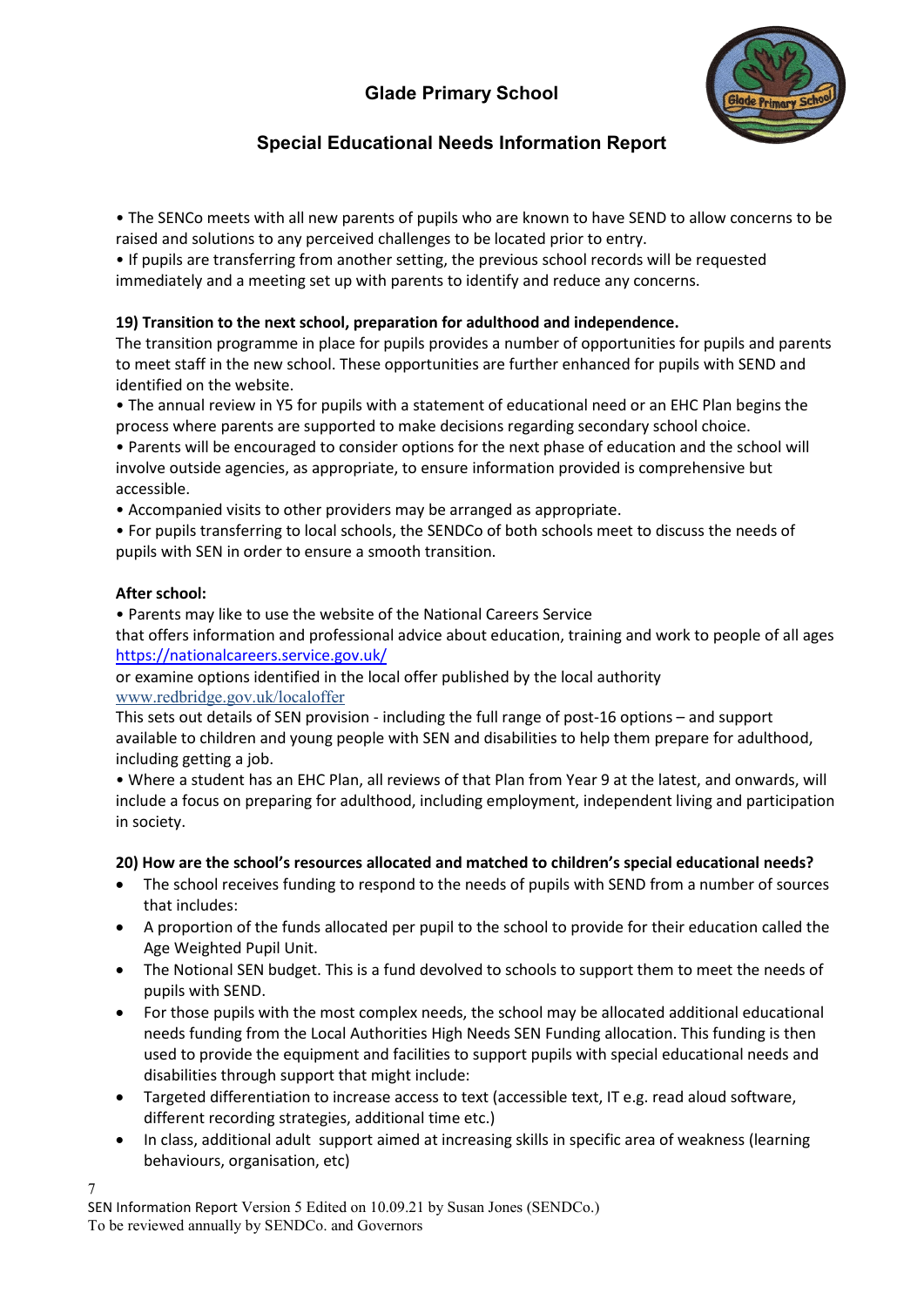• The SENCo meets with all new parents of pupils who are known to have SEND to allow concerns to be raised and solutions to any perceived challenges to be located prior to entry.
• If pupils are transferring from another setting, the previous school records will be requested immediately and a meeting set up with parents to identify and reduce any concerns.

**19) Transition to the next school, preparation for adulthood and independence.**

The transition programme in place for pupils provides a number of opportunities for pupils and parents to meet staff in the new school. These opportunities are further enhanced for pupils with SEND and identified on the website.
• The annual review in Y5 for pupils with a statement of educational need or an EHC Plan begins the process where parents are supported to make decisions regarding secondary school choice.
• Parents will be encouraged to consider options for the next phase of education and the school will involve outside agencies, as appropriate, to ensure information provided is comprehensive but accessible.
• Accompanied visits to other providers may be arranged as appropriate.
• For pupils transferring to local schools, the SENDCo of both schools meet to discuss the needs of pupils with SEN in order to ensure a smooth transition.

**After school:**

• Parents may like to use the website of the National Careers Service
that offers information and professional advice about education, training and work to people of all ages
https://nationalcareers.service.gov.uk/
or examine options identified in the local offer published by the local authority
www.redbridge.gov.uk/localoffer
This sets out details of SEN provision - including the full range of post-16 options – and support available to children and young people with SEN and disabilities to help them prepare for adulthood, including getting a job.
• Where a student has an EHC Plan, all reviews of that Plan from Year 9 at the latest, and onwards, will include a focus on preparing for adulthood, including employment, independent living and participation in society.

**20) How are the school's resources allocated and matched to children's special educational needs?**

- The school receives funding to respond to the needs of pupils with SEND from a number of sources that includes:
- A proportion of the funds allocated per pupil to the school to provide for their education called the Age Weighted Pupil Unit.
- The Notional SEN budget. This is a fund devolved to schools to support them to meet the needs of pupils with SEND.
- For those pupils with the most complex needs, the school may be allocated additional educational needs funding from the Local Authorities High Needs SEN Funding allocation. This funding is then used to provide the equipment and facilities to support pupils with special educational needs and disabilities through support that might include:
- Targeted differentiation to increase access to text (accessible text, IT e.g. read aloud software, different recording strategies, additional time etc.)
- In class, additional adult support aimed at increasing skills in specific area of weakness (learning behaviours, organisation, etc)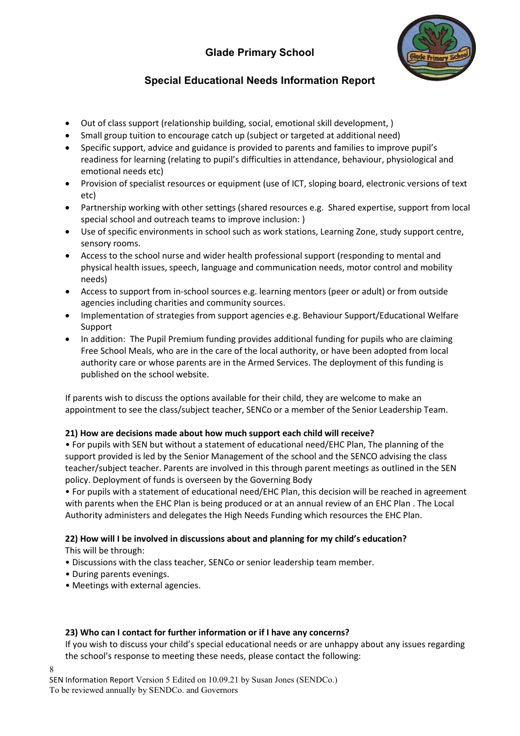- Out of class support (relationship building, social, emotional skill development, )
- Small group tuition to encourage catch up (subject or targeted at additional need)
- Specific support, advice and guidance is provided to parents and families to improve pupil's readiness for learning (relating to pupil's difficulties in attendance, behaviour, physiological and emotional needs etc)
- Provision of specialist resources or equipment (use of ICT, sloping board, electronic versions of text etc)
- Partnership working with other settings (shared resources e.g. Shared expertise, support from local special school and outreach teams to improve inclusion: )
- Use of specific environments in school such as work stations, Learning Zone, study support centre, sensory rooms.
- Access to the school nurse and wider health professional support (responding to mental and physical health issues, speech, language and communication needs, motor control and mobility needs)
- Access to support from in-school sources e.g. learning mentors (peer or adult) or from outside agencies including charities and community sources.
- Implementation of strategies from support agencies e.g. Behaviour Support/Educational Welfare Support
- In addition: The Pupil Premium funding provides additional funding for pupils who are claiming Free School Meals, who are in the care of the local authority, or have been adopted from local authority care or whose parents are in the Armed Services. The deployment of this funding is published on the school website.

If parents wish to discuss the options available for their child, they are welcome to make an appointment to see the class/subject teacher, SENCo or a member of the Senior Leadership Team.

**21) How are decisions made about how much support each child will receive?**

• For pupils with SEN but without a statement of educational need/EHC Plan, The planning of the support provided is led by the Senior Management of the school and the SENCO advising the class teacher/subject teacher. Parents are involved in this through parent meetings as outlined in the SEN policy. Deployment of funds is overseen by the Governing Body

• For pupils with a statement of educational need/EHC Plan, this decision will be reached in agreement with parents when the EHC Plan is being produced or at an annual review of an EHC Plan . The Local Authority administers and delegates the High Needs Funding which resources the EHC Plan.

**22) How will I be involved in discussions about and planning for my child's education?**

This will be through:

• Discussions with the class teacher, SENCo or senior leadership team member.
• During parents evenings.
• Meetings with external agencies.

**23) Who can I contact for further information or if I have any concerns?**

If you wish to discuss your child's special educational needs or are unhappy about any issues regarding the school's response to meeting these needs, please contact the following: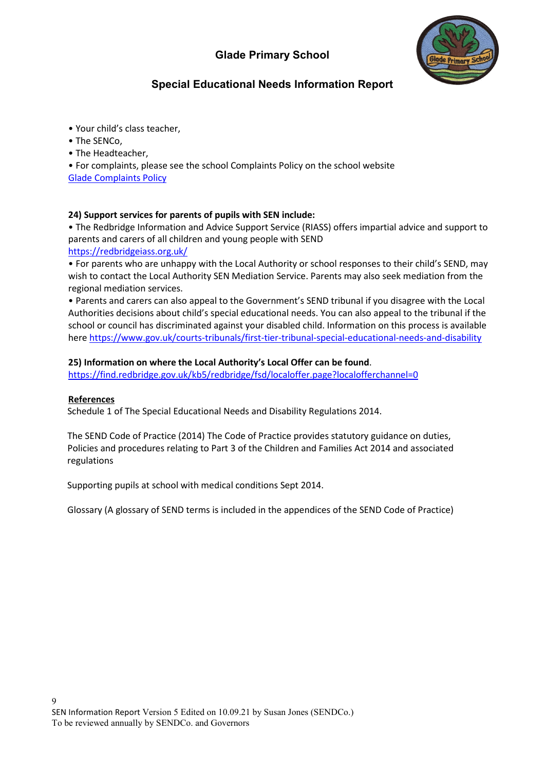- Your child's class teacher,
- The SENCo,
- The Headteacher,
- For complaints, please see the school Complaints Policy on the school website [Glade Complaints Policy]

**24) Support services for parents of pupils with SEN include:**

- The Redbridge Information and Advice Support Service (RIASS) offers impartial advice and support to parents and carers of all children and young people with SEND https://redbridgeiass.org.uk/
- For parents who are unhappy with the Local Authority or school responses to their child's SEND, may wish to contact the Local Authority SEN Mediation Service. Parents may also seek mediation from the regional mediation services.
- Parents and carers can also appeal to the Government's SEND tribunal if you disagree with the Local Authorities decisions about child's special educational needs. You can also appeal to the tribunal if the school or council has discriminated against your disabled child. Information on this process is available here https://www.gov.uk/courts-tribunals/first-tier-tribunal-special-educational-needs-and-disability

**25) Information on where the Local Authority's Local Offer can be found**.
https://find.redbridge.gov.uk/kb5/redbridge/fsd/localoffer.page?localofferchannel=0

**References**

Schedule 1 of The Special Educational Needs and Disability Regulations 2014.

The SEND Code of Practice (2014) The Code of Practice provides statutory guidance on duties, Policies and procedures relating to Part 3 of the Children and Families Act 2014 and associated regulations

Supporting pupils at school with medical conditions Sept 2014.

Glossary (A glossary of SEND terms is included in the appendices of the SEND Code of Practice)

SEN Information Report Version 5 Edited on 10.09.21 by Susan Jones (SENDCo.)
To be reviewed annually by SENDCo. and Governors